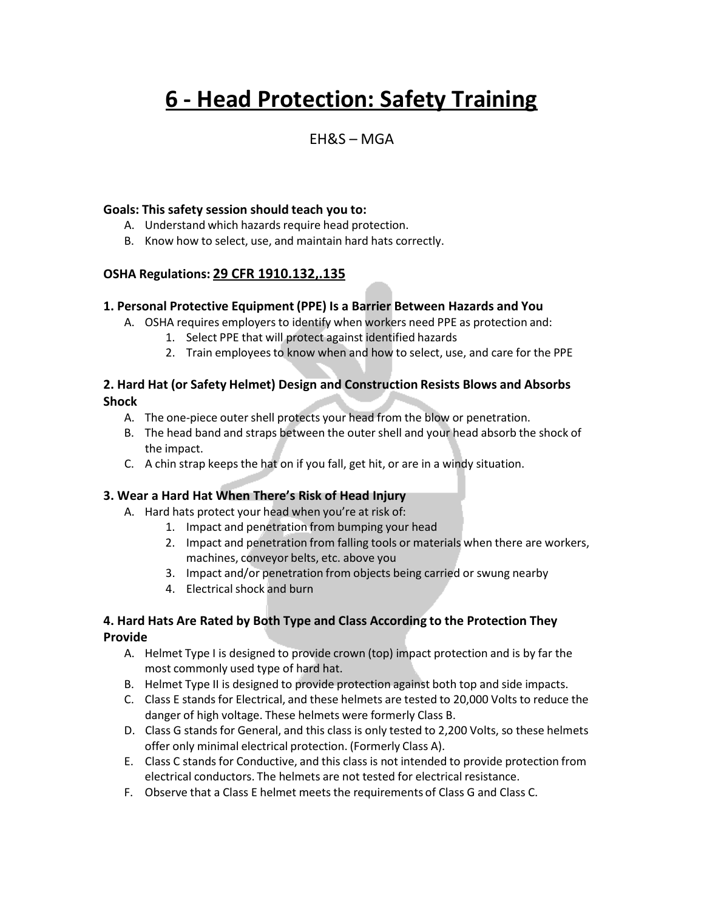# 6 - Head Protection: Safety Training

EH&S – MGA

**Goals: This safety session should teach you to:**

A. Understand which hazards require head protection.
B. Know how to select, use, and maintain hard hats correctly.

**OSHA Regulations: 29 CFR 1910.132,.135**

### 1. Personal Protective Equipment (PPE) Is a Barrier Between Hazards and You

A. OSHA requires employers to identify when workers need PPE as protection and:
   1. Select PPE that will protect against identified hazards
   2. Train employees to know when and how to select, use, and care for the PPE

### 2. Hard Hat (or Safety Helmet) Design and Construction Resists Blows and Absorbs Shock

A. The one-piece outer shell protects your head from the blow or penetration.
B. The head band and straps between the outer shell and your head absorb the shock of the impact.
C. A chin strap keeps the hat on if you fall, get hit, or are in a windy situation.

### 3. Wear a Hard Hat When There's Risk of Head Injury

A. Hard hats protect your head when you're at risk of:
   1. Impact and penetration from bumping your head
   2. Impact and penetration from falling tools or materials when there are workers, machines, conveyor belts, etc. above you
   3. Impact and/or penetration from objects being carried or swung nearby
   4. Electrical shock and burn

### 4. Hard Hats Are Rated by Both Type and Class According to the Protection They Provide

A. Helmet Type I is designed to provide crown (top) impact protection and is by far the most commonly used type of hard hat.
B. Helmet Type II is designed to provide protection against both top and side impacts.
C. Class E stands for Electrical, and these helmets are tested to 20,000 Volts to reduce the danger of high voltage. These helmets were formerly Class B.
D. Class G stands for General, and this class is only tested to 2,200 Volts, so these helmets offer only minimal electrical protection. (Formerly Class A).
E. Class C stands for Conductive, and this class is not intended to provide protection from electrical conductors. The helmets are not tested for electrical resistance.
F. Observe that a Class E helmet meets the requirements of Class G and Class C.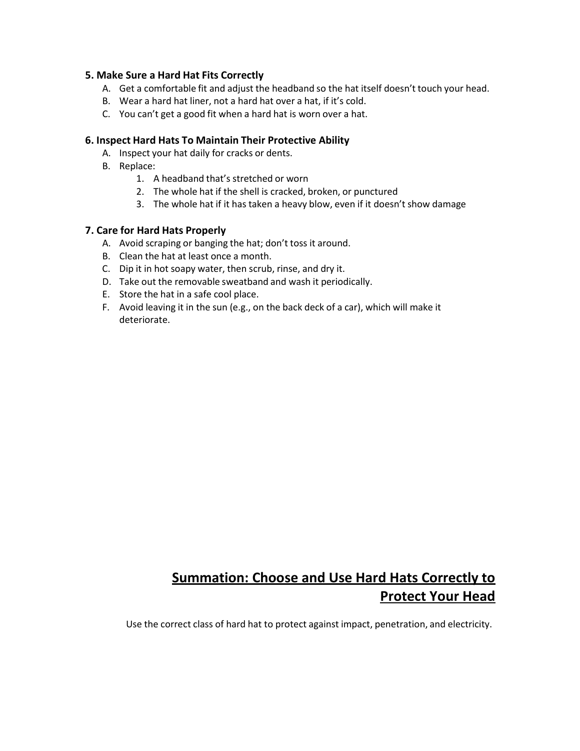### 5. Make Sure a Hard Hat Fits Correctly

A. Get a comfortable fit and adjust the headband so the hat itself doesn't touch your head.
B. Wear a hard hat liner, not a hard hat over a hat, if it's cold.
C. You can't get a good fit when a hard hat is worn over a hat.

### 6. Inspect Hard Hats To Maintain Their Protective Ability

A. Inspect your hat daily for cracks or dents.
B. Replace:
   1. A headband that's stretched or worn
   2. The whole hat if the shell is cracked, broken, or punctured
   3. The whole hat if it has taken a heavy blow, even if it doesn't show damage

### 7. Care for Hard Hats Properly

A. Avoid scraping or banging the hat; don't toss it around.
B. Clean the hat at least once a month.
C. Dip it in hot soapy water, then scrub, rinse, and dry it.
D. Take out the removable sweatband and wash it periodically.
E. Store the hat in a safe cool place.
F. Avoid leaving it in the sun (e.g., on the back deck of a car), which will make it deteriorate.

## Summation: Choose and Use Hard Hats Correctly to Protect Your Head

Use the correct class of hard hat to protect against impact, penetration, and electricity.